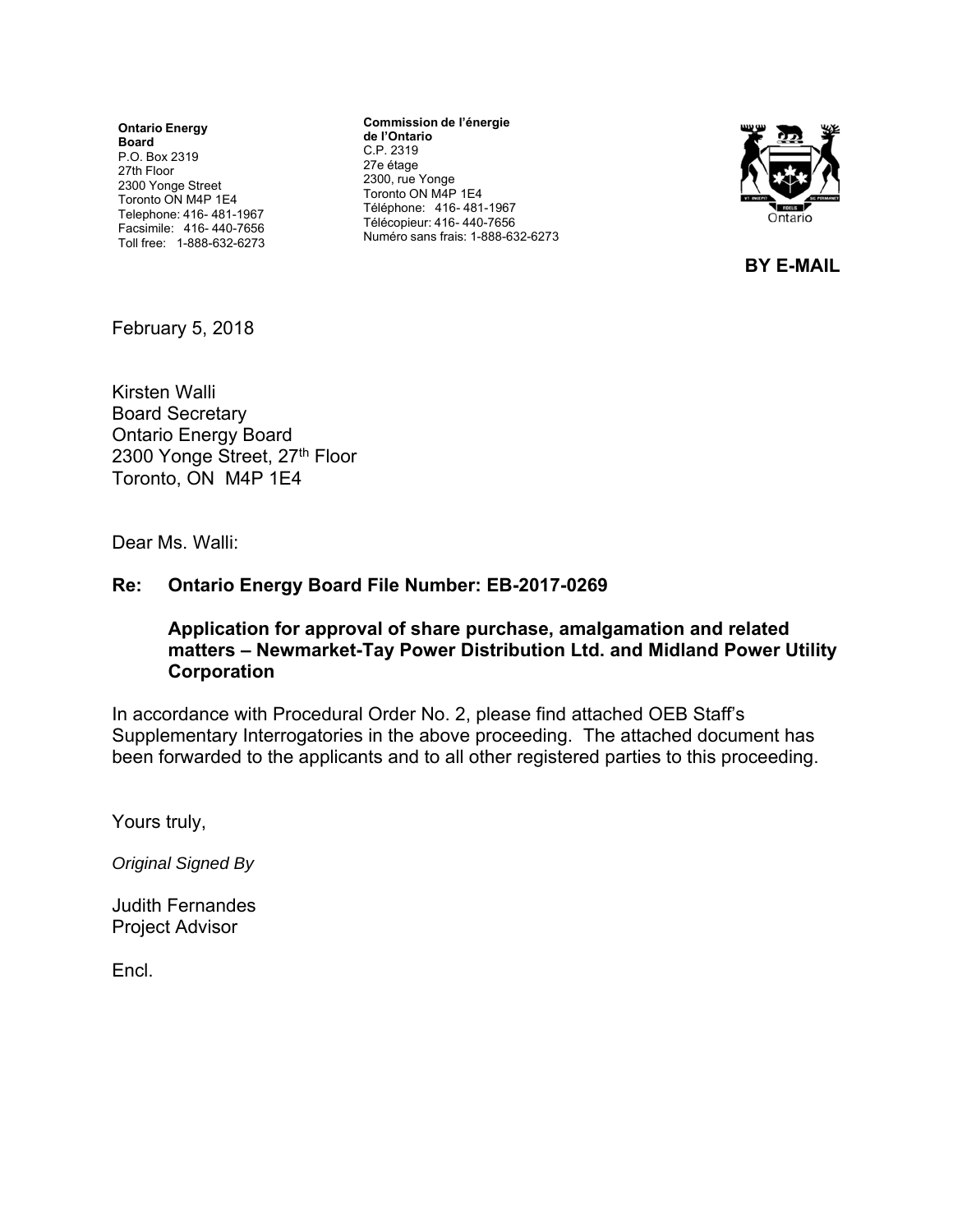**Ontario Energy Board**
P.O. Box 2319
27th Floor
2300 Yonge Street
Toronto ON M4P 1E4
Telephone: 416- 481-1967
Facsimile: 416- 440-7656
Toll free: 1-888-632-6273

**Commission de l'énergie de l'Ontario**
C.P. 2319
27e étage
2300, rue Yonge
Toronto ON M4P 1E4
Téléphone: 416- 481-1967
Télécopieur: 416- 440-7656
Numéro sans frais: 1-888-632-6273

**BY E-MAIL**

February 5, 2018

Kirsten Walli
Board Secretary
Ontario Energy Board
2300 Yonge Street, 27th Floor
Toronto, ON M4P 1E4

Dear Ms. Walli:

**Re: Ontario Energy Board File Number: EB-2017-0269**

**Application for approval of share purchase, amalgamation and related matters – Newmarket-Tay Power Distribution Ltd. and Midland Power Utility Corporation**

In accordance with Procedural Order No. 2, please find attached OEB Staff's Supplementary Interrogatories in the above proceeding. The attached document has been forwarded to the applicants and to all other registered parties to this proceeding.

Yours truly,

*Original Signed By*

Judith Fernandes
Project Advisor

Encl.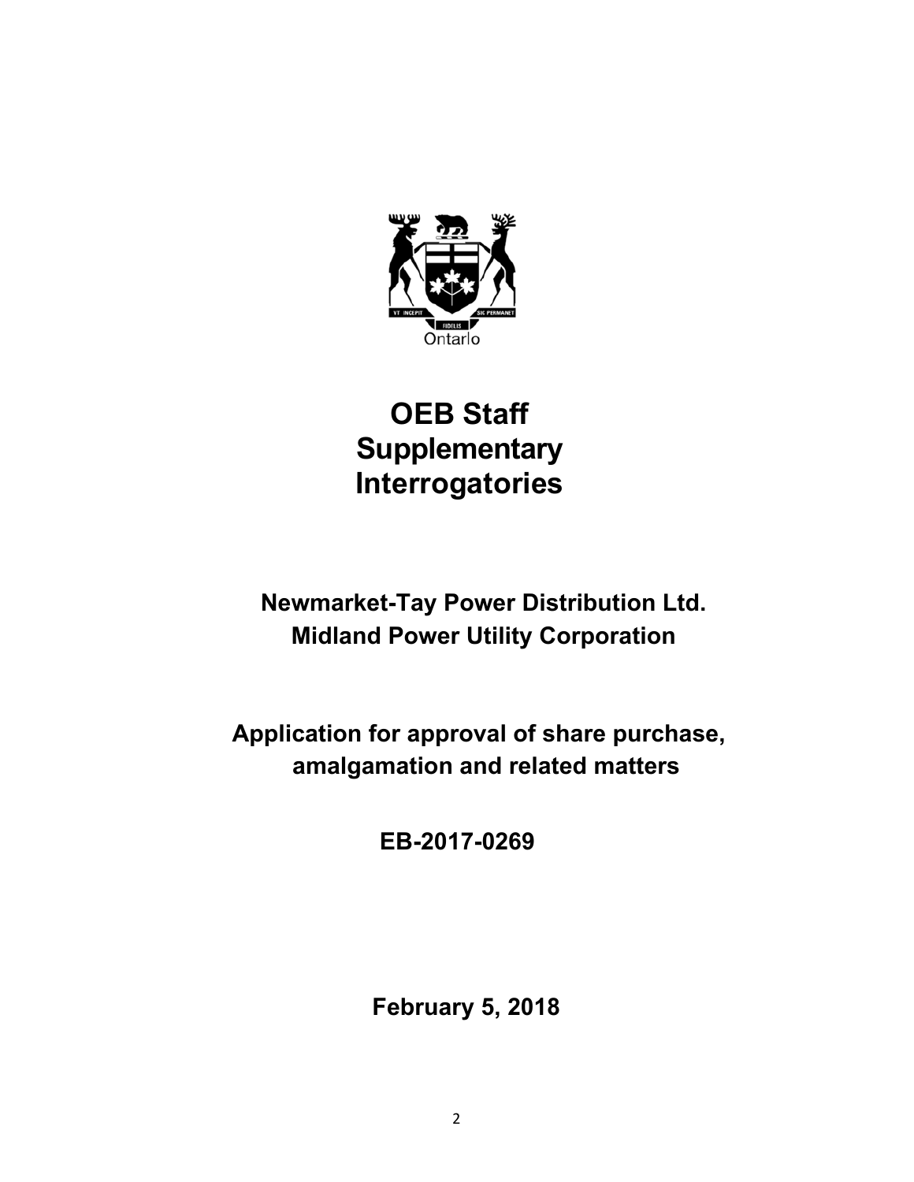# OEB Staff Supplementary Interrogatories

**Newmarket-Tay Power Distribution Ltd.**
**Midland Power Utility Corporation**

**Application for approval of share purchase, amalgamation and related matters**

**EB-2017-0269**

**February 5, 2018**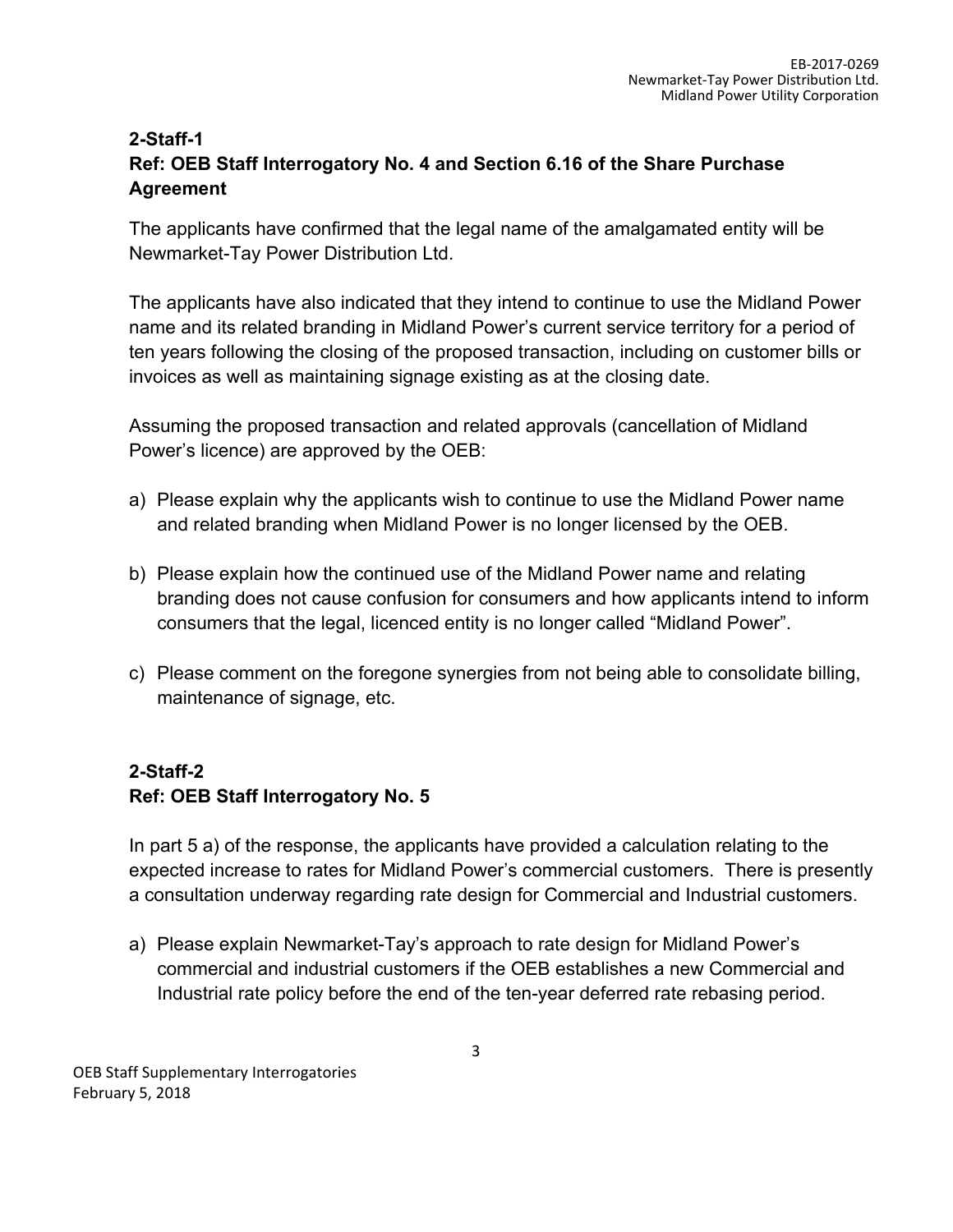## 2-Staff-1

### Ref: OEB Staff Interrogatory No. 4 and Section 6.16 of the Share Purchase Agreement

The applicants have confirmed that the legal name of the amalgamated entity will be Newmarket-Tay Power Distribution Ltd.

The applicants have also indicated that they intend to continue to use the Midland Power name and its related branding in Midland Power's current service territory for a period of ten years following the closing of the proposed transaction, including on customer bills or invoices as well as maintaining signage existing as at the closing date.

Assuming the proposed transaction and related approvals (cancellation of Midland Power's licence) are approved by the OEB:

a) Please explain why the applicants wish to continue to use the Midland Power name and related branding when Midland Power is no longer licensed by the OEB.

b) Please explain how the continued use of the Midland Power name and relating branding does not cause confusion for consumers and how applicants intend to inform consumers that the legal, licenced entity is no longer called "Midland Power".

c) Please comment on the foregone synergies from not being able to consolidate billing, maintenance of signage, etc.

## 2-Staff-2

### Ref: OEB Staff Interrogatory No. 5

In part 5 a) of the response, the applicants have provided a calculation relating to the expected increase to rates for Midland Power's commercial customers. There is presently a consultation underway regarding rate design for Commercial and Industrial customers.

a) Please explain Newmarket-Tay's approach to rate design for Midland Power's commercial and industrial customers if the OEB establishes a new Commercial and Industrial rate policy before the end of the ten-year deferred rate rebasing period.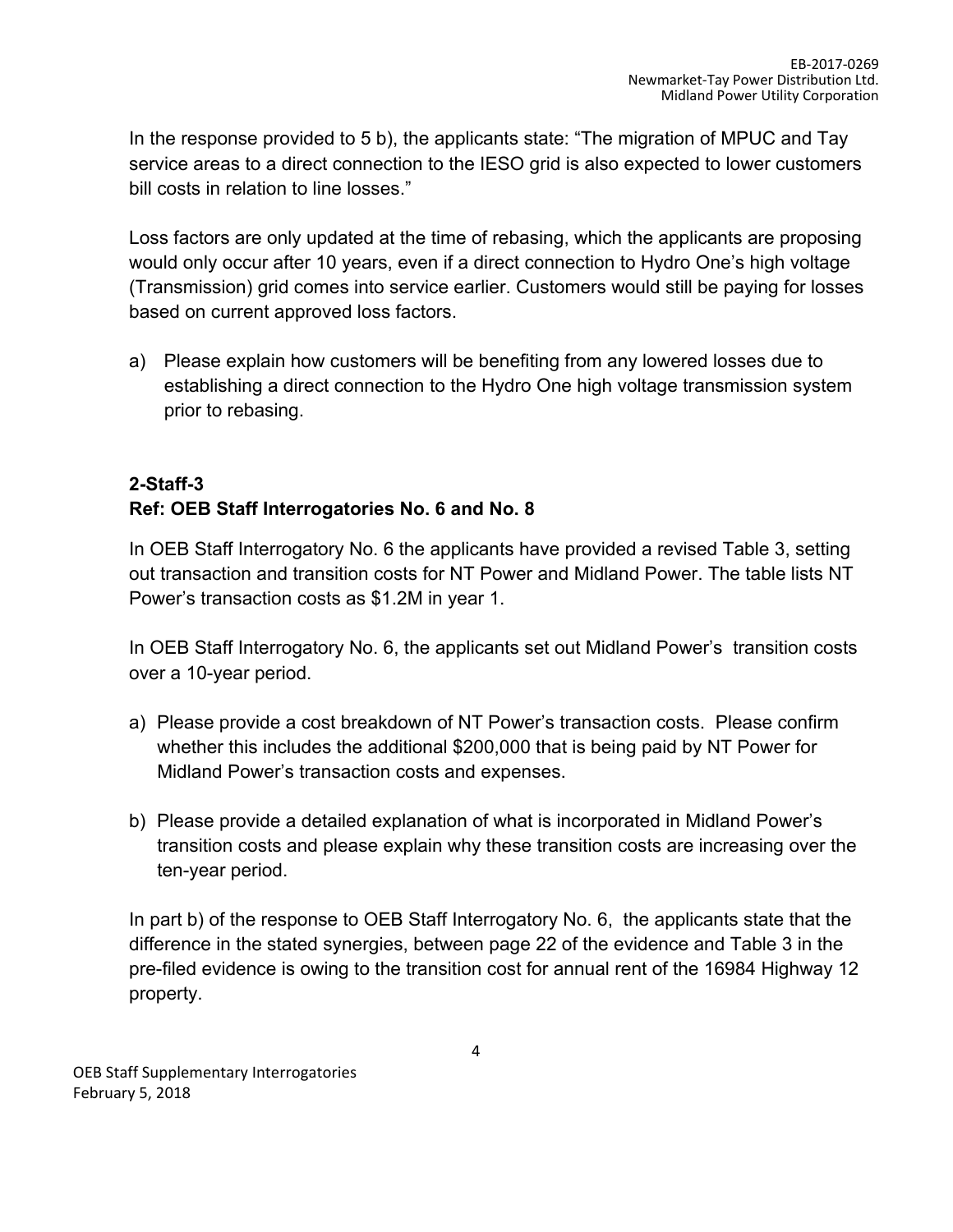In the response provided to 5 b), the applicants state: "The migration of MPUC and Tay service areas to a direct connection to the IESO grid is also expected to lower customers bill costs in relation to line losses."

Loss factors are only updated at the time of rebasing, which the applicants are proposing would only occur after 10 years, even if a direct connection to Hydro One's high voltage (Transmission) grid comes into service earlier. Customers would still be paying for losses based on current approved loss factors.

a) Please explain how customers will be benefiting from any lowered losses due to establishing a direct connection to the Hydro One high voltage transmission system prior to rebasing.

**2-Staff-3**
**Ref: OEB Staff Interrogatories No. 6 and No. 8**

In OEB Staff Interrogatory No. 6 the applicants have provided a revised Table 3, setting out transaction and transition costs for NT Power and Midland Power. The table lists NT Power's transaction costs as $1.2M in year 1.

In OEB Staff Interrogatory No. 6, the applicants set out Midland Power's transition costs over a 10-year period.

a) Please provide a cost breakdown of NT Power's transaction costs. Please confirm whether this includes the additional $200,000 that is being paid by NT Power for Midland Power's transaction costs and expenses.

b) Please provide a detailed explanation of what is incorporated in Midland Power's transition costs and please explain why these transition costs are increasing over the ten-year period.

In part b) of the response to OEB Staff Interrogatory No. 6, the applicants state that the difference in the stated synergies, between page 22 of the evidence and Table 3 in the pre-filed evidence is owing to the transition cost for annual rent of the 16984 Highway 12 property.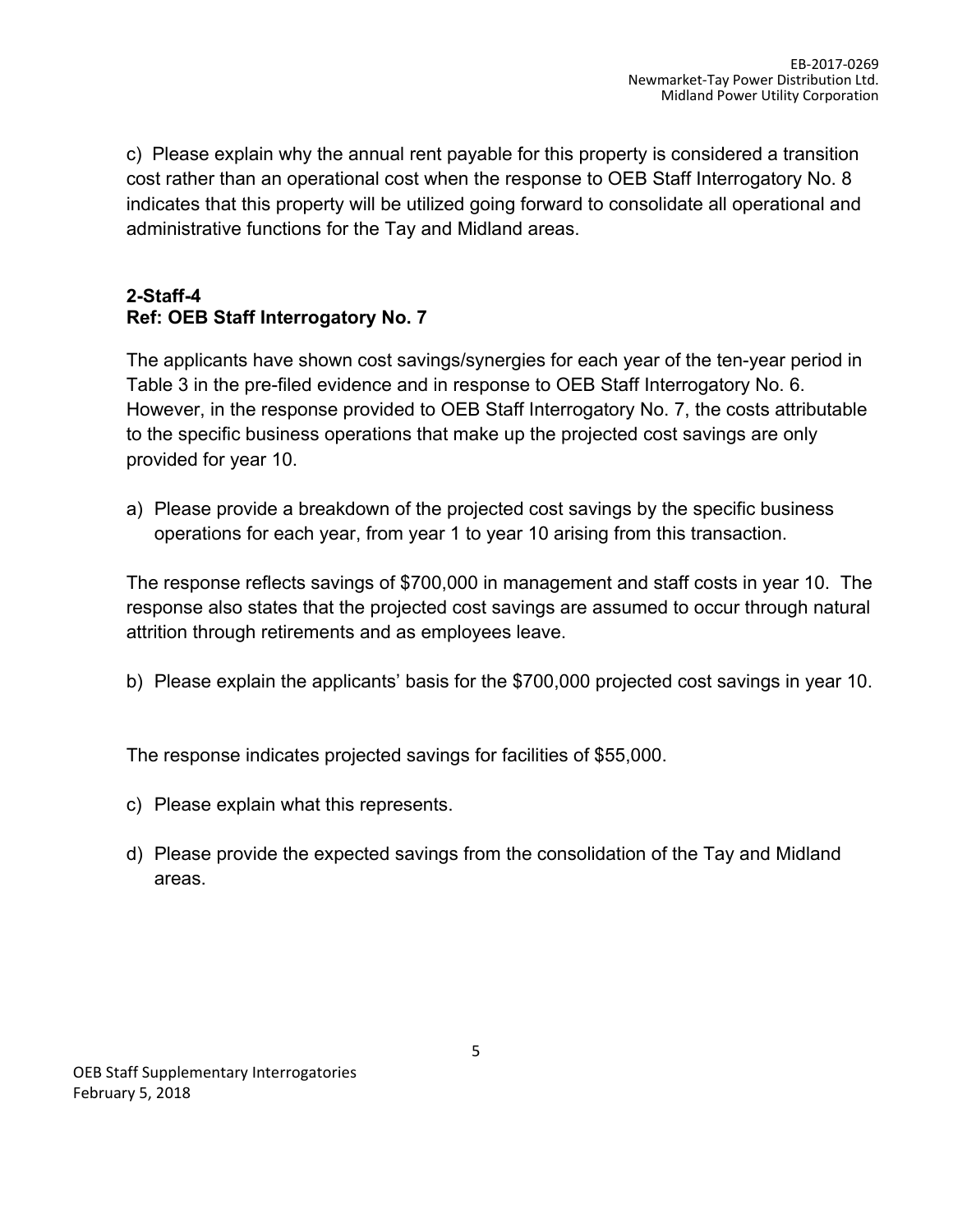c) Please explain why the annual rent payable for this property is considered a transition cost rather than an operational cost when the response to OEB Staff Interrogatory No. 8 indicates that this property will be utilized going forward to consolidate all operational and administrative functions for the Tay and Midland areas.

**2-Staff-4**
**Ref: OEB Staff Interrogatory No. 7**

The applicants have shown cost savings/synergies for each year of the ten-year period in Table 3 in the pre-filed evidence and in response to OEB Staff Interrogatory No. 6. However, in the response provided to OEB Staff Interrogatory No. 7, the costs attributable to the specific business operations that make up the projected cost savings are only provided for year 10.

a) Please provide a breakdown of the projected cost savings by the specific business operations for each year, from year 1 to year 10 arising from this transaction.

The response reflects savings of $700,000 in management and staff costs in year 10. The response also states that the projected cost savings are assumed to occur through natural attrition through retirements and as employees leave.

b) Please explain the applicants' basis for the $700,000 projected cost savings in year 10.

The response indicates projected savings for facilities of $55,000.

c) Please explain what this represents.

d) Please provide the expected savings from the consolidation of the Tay and Midland areas.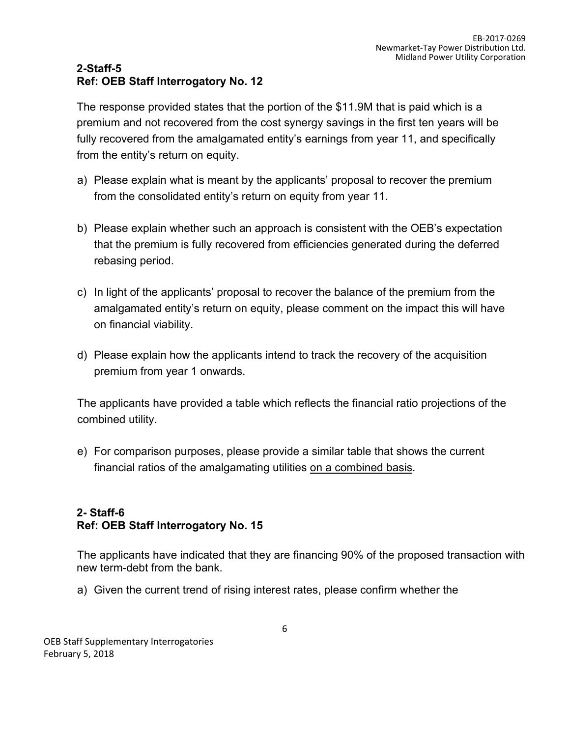## 2-Staff-5
## Ref: OEB Staff Interrogatory No. 12

The response provided states that the portion of the $11.9M that is paid which is a premium and not recovered from the cost synergy savings in the first ten years will be fully recovered from the amalgamated entity's earnings from year 11, and specifically from the entity's return on equity.

a) Please explain what is meant by the applicants' proposal to recover the premium from the consolidated entity's return on equity from year 11.

b) Please explain whether such an approach is consistent with the OEB's expectation that the premium is fully recovered from efficiencies generated during the deferred rebasing period.

c) In light of the applicants' proposal to recover the balance of the premium from the amalgamated entity's return on equity, please comment on the impact this will have on financial viability.

d) Please explain how the applicants intend to track the recovery of the acquisition premium from year 1 onwards.

The applicants have provided a table which reflects the financial ratio projections of the combined utility.

e) For comparison purposes, please provide a similar table that shows the current financial ratios of the amalgamating utilities <u>on a combined basis</u>.

## 2- Staff-6
## Ref: OEB Staff Interrogatory No. 15

The applicants have indicated that they are financing 90% of the proposed transaction with new term-debt from the bank.

a) Given the current trend of rising interest rates, please confirm whether the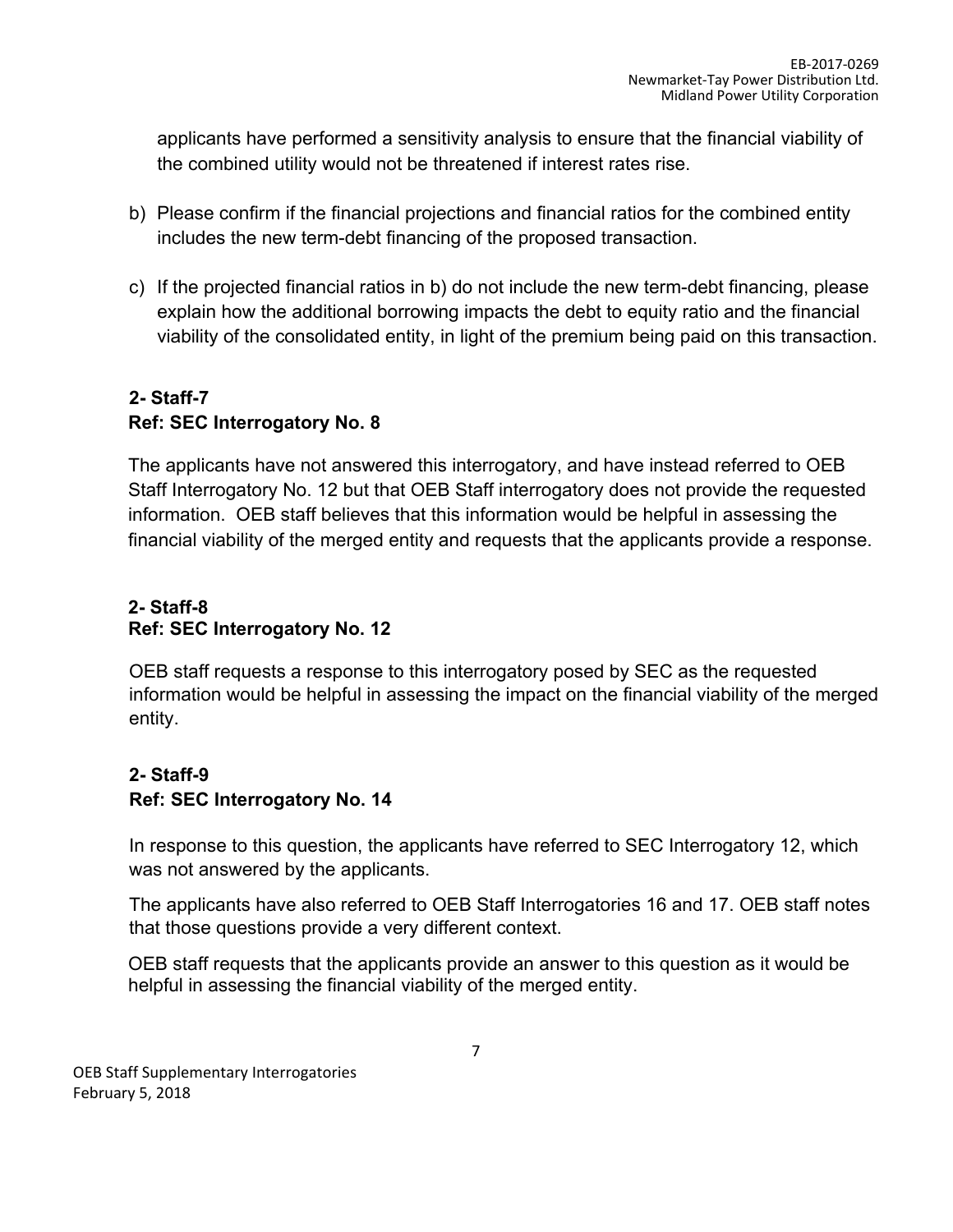applicants have performed a sensitivity analysis to ensure that the financial viability of the combined utility would not be threatened if interest rates rise.

b) Please confirm if the financial projections and financial ratios for the combined entity includes the new term-debt financing of the proposed transaction.

c) If the projected financial ratios in b) do not include the new term-debt financing, please explain how the additional borrowing impacts the debt to equity ratio and the financial viability of the consolidated entity, in light of the premium being paid on this transaction.

**2- Staff-7**
**Ref: SEC Interrogatory No. 8**

The applicants have not answered this interrogatory, and have instead referred to OEB Staff Interrogatory No. 12 but that OEB Staff interrogatory does not provide the requested information. OEB staff believes that this information would be helpful in assessing the financial viability of the merged entity and requests that the applicants provide a response.

**2- Staff-8**
**Ref: SEC Interrogatory No. 12**

OEB staff requests a response to this interrogatory posed by SEC as the requested information would be helpful in assessing the impact on the financial viability of the merged entity.

**2- Staff-9**
**Ref: SEC Interrogatory No. 14**

In response to this question, the applicants have referred to SEC Interrogatory 12, which was not answered by the applicants.

The applicants have also referred to OEB Staff Interrogatories 16 and 17. OEB staff notes that those questions provide a very different context.

OEB staff requests that the applicants provide an answer to this question as it would be helpful in assessing the financial viability of the merged entity.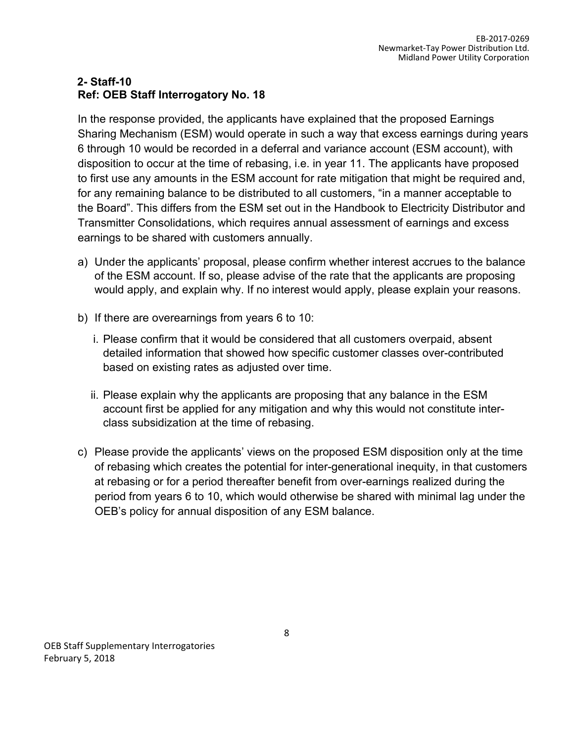## 2- Staff-10
## Ref: OEB Staff Interrogatory No. 18

In the response provided, the applicants have explained that the proposed Earnings Sharing Mechanism (ESM) would operate in such a way that excess earnings during years 6 through 10 would be recorded in a deferral and variance account (ESM account), with disposition to occur at the time of rebasing, i.e. in year 11. The applicants have proposed to first use any amounts in the ESM account for rate mitigation that might be required and, for any remaining balance to be distributed to all customers, "in a manner acceptable to the Board". This differs from the ESM set out in the Handbook to Electricity Distributor and Transmitter Consolidations, which requires annual assessment of earnings and excess earnings to be shared with customers annually.

a) Under the applicants' proposal, please confirm whether interest accrues to the balance of the ESM account. If so, please advise of the rate that the applicants are proposing would apply, and explain why. If no interest would apply, please explain your reasons.

b) If there are overearnings from years 6 to 10:

   i. Please confirm that it would be considered that all customers overpaid, absent detailed information that showed how specific customer classes over-contributed based on existing rates as adjusted over time.

   ii. Please explain why the applicants are proposing that any balance in the ESM account first be applied for any mitigation and why this would not constitute inter-class subsidization at the time of rebasing.

c) Please provide the applicants' views on the proposed ESM disposition only at the time of rebasing which creates the potential for inter-generational inequity, in that customers at rebasing or for a period thereafter benefit from over-earnings realized during the period from years 6 to 10, which would otherwise be shared with minimal lag under the OEB's policy for annual disposition of any ESM balance.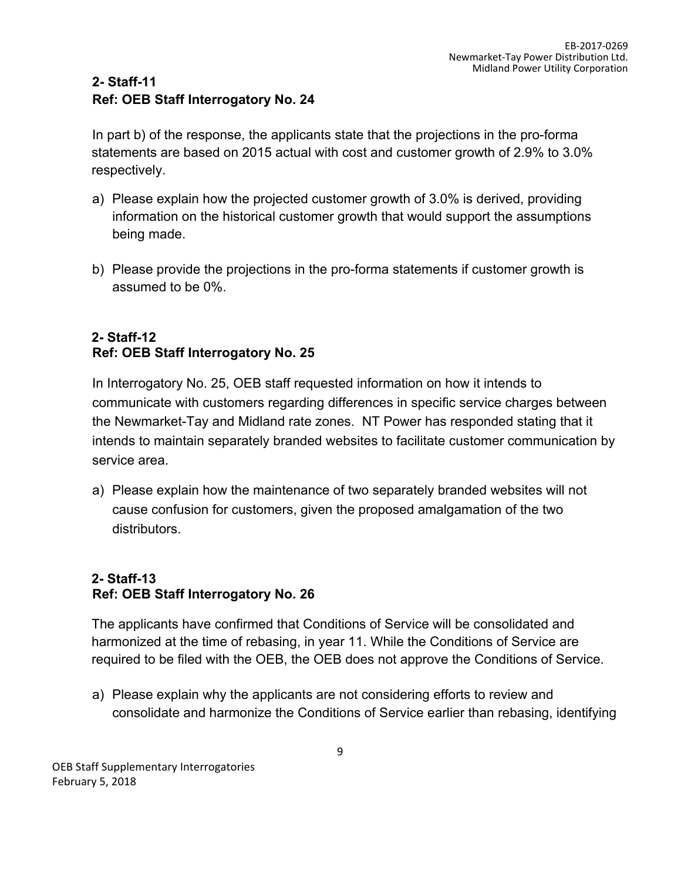## 2- Staff-11
## Ref: OEB Staff Interrogatory No. 24

In part b) of the response, the applicants state that the projections in the pro-forma statements are based on 2015 actual with cost and customer growth of 2.9% to 3.0% respectively.

a) Please explain how the projected customer growth of 3.0% is derived, providing information on the historical customer growth that would support the assumptions being made.

b) Please provide the projections in the pro-forma statements if customer growth is assumed to be 0%.

## 2- Staff-12
## Ref: OEB Staff Interrogatory No. 25

In Interrogatory No. 25, OEB staff requested information on how it intends to communicate with customers regarding differences in specific service charges between the Newmarket-Tay and Midland rate zones. NT Power has responded stating that it intends to maintain separately branded websites to facilitate customer communication by service area.

a) Please explain how the maintenance of two separately branded websites will not cause confusion for customers, given the proposed amalgamation of the two distributors.

## 2- Staff-13
## Ref: OEB Staff Interrogatory No. 26

The applicants have confirmed that Conditions of Service will be consolidated and harmonized at the time of rebasing, in year 11. While the Conditions of Service are required to be filed with the OEB, the OEB does not approve the Conditions of Service.

a) Please explain why the applicants are not considering efforts to review and consolidate and harmonize the Conditions of Service earlier than rebasing, identifying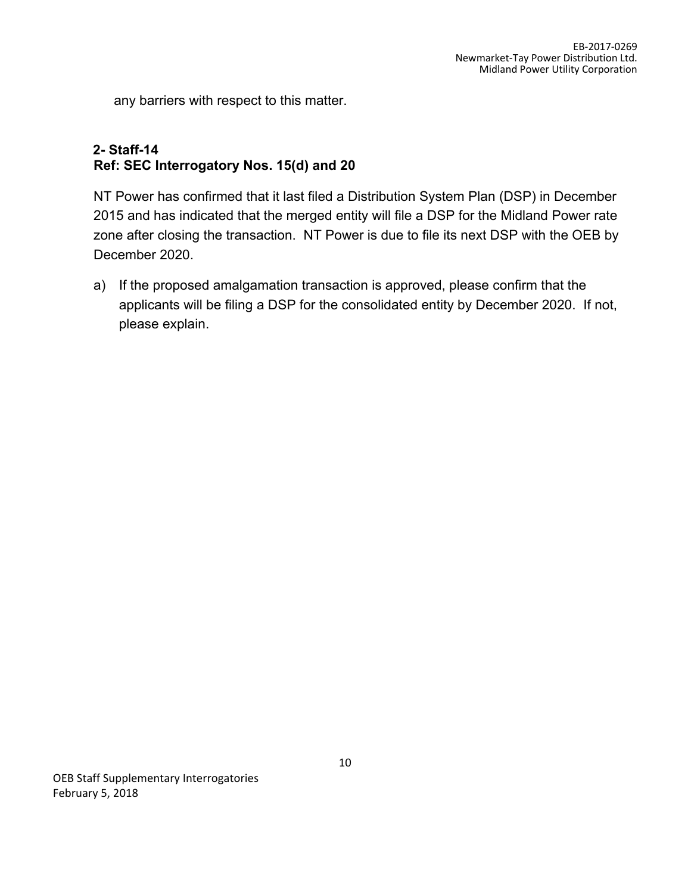any barriers with respect to this matter.

**2- Staff-14**
**Ref: SEC Interrogatory Nos. 15(d) and 20**

NT Power has confirmed that it last filed a Distribution System Plan (DSP) in December 2015 and has indicated that the merged entity will file a DSP for the Midland Power rate zone after closing the transaction. NT Power is due to file its next DSP with the OEB by December 2020.

a) If the proposed amalgamation transaction is approved, please confirm that the applicants will be filing a DSP for the consolidated entity by December 2020. If not, please explain.